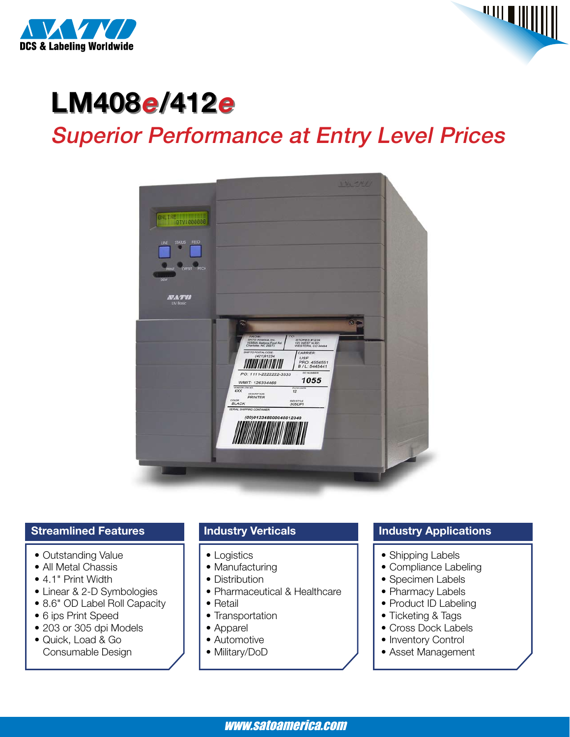DCS & Labeling Worldwide

# LM408e/412e

## *Superior Performance at Entry Level Prices*

### Streamlined Features

- Outstanding Value
- All Metal Chassis
- 4.1" Print Width
- Linear & 2-D Symbologies
- 8.6" OD Label Roll Capacity
- 6 ips Print Speed
- 203 or 305 dpi Models
- Quick, Load & Go Consumable Design

### Industry Verticals

- Logistics
- Manufacturing
- Distribution
- Pharmaceutical & Healthcare
- Retail
- Transportation
- Apparel
- Automotive
- Military/DoD

### Industry Applications

- Shipping Labels
- Compliance Labeling
- Specimen Labels
- Pharmacy Labels
- Product ID Labeling
- Ticketing & Tags
- Cross Dock Labels
- Inventory Control
- Asset Management

www.satoamerica.com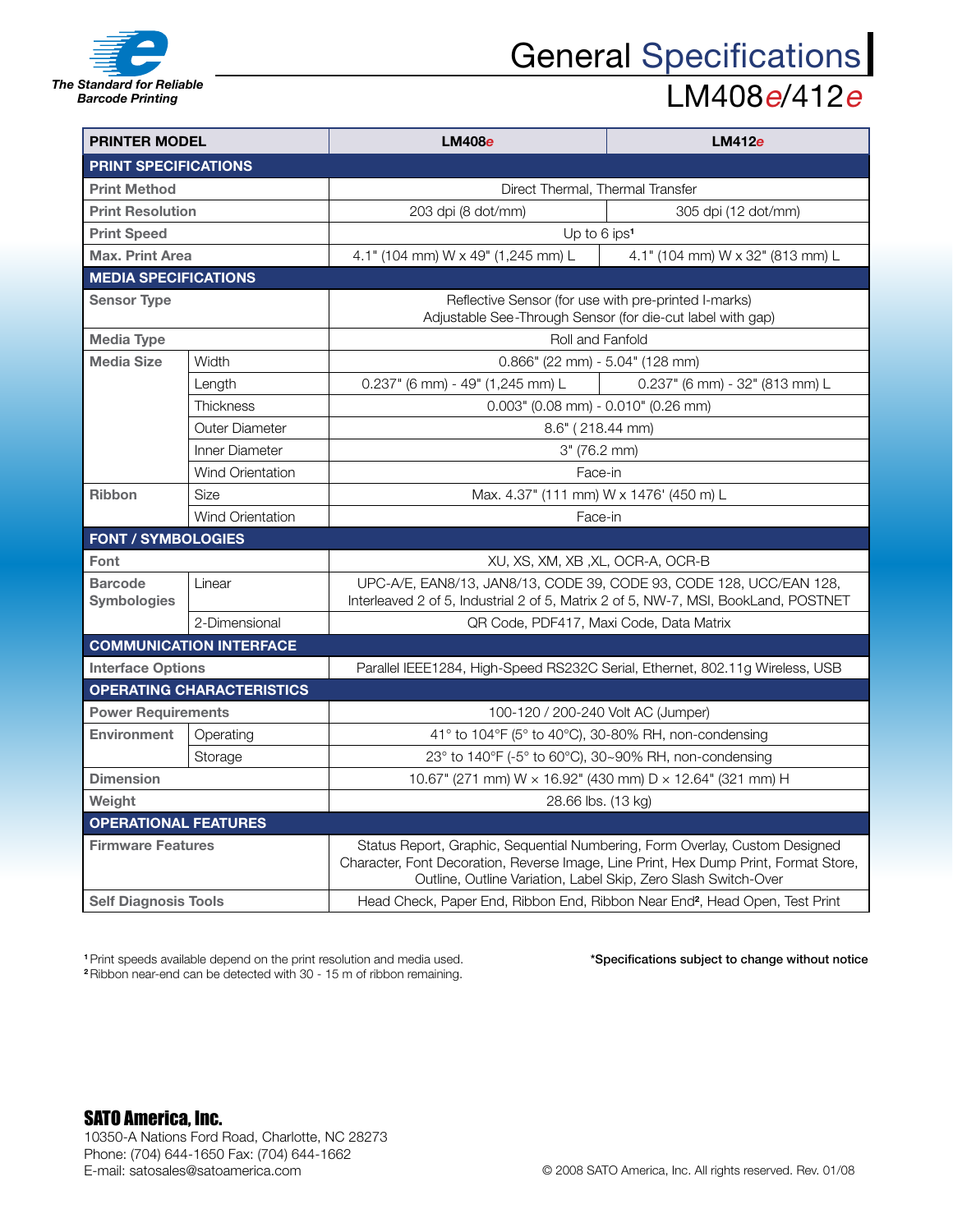The Standard for Reliable Barcode Printing

# General Specifications

## LM408*e*/412*e*

| PRINTER MODEL | | LM408*e* | LM412*e* |
|---|---|---|---|
| **PRINT SPECIFICATIONS** | | | |
| Print Method | | Direct Thermal, Thermal Transfer | |
| Print Resolution | | 203 dpi (8 dot/mm) | 305 dpi (12 dot/mm) |
| Print Speed | | Up to 6 ips[1] | |
| Max. Print Area | | 4.1" (104 mm) W x 49" (1,245 mm) L | 4.1" (104 mm) W x 32" (813 mm) L |
| **MEDIA SPECIFICATIONS** | | | |
| Sensor Type | | Reflective Sensor (for use with pre-printed I-marks) Adjustable See-Through Sensor (for die-cut label with gap) | |
| Media Type | | Roll and Fanfold | |
| Media Size | Width | 0.866" (22 mm) - 5.04" (128 mm) | |
| | Length | 0.237" (6 mm) - 49" (1,245 mm) L | 0.237" (6 mm) - 32" (813 mm) L |
| | Thickness | 0.003" (0.08 mm) - 0.010" (0.26 mm) | |
| | Outer Diameter | 8.6" ( 218.44 mm) | |
| | Inner Diameter | 3" (76.2 mm) | |
| | Wind Orientation | Face-in | |
| Ribbon | Size | Max. 4.37" (111 mm) W x 1476' (450 m) L | |
| | Wind Orientation | Face-in | |
| **FONT / SYMBOLOGIES** | | | |
| Font | | XU, XS, XM, XB ,XL, OCR-A, OCR-B | |
| Barcode Symbologies | Linear | UPC-A/E, EAN8/13, JAN8/13, CODE 39, CODE 93, CODE 128, UCC/EAN 128, Interleaved 2 of 5, Industrial 2 of 5, Matrix 2 of 5, NW-7, MSI, BookLand, POSTNET | |
| | 2-Dimensional | QR Code, PDF417, Maxi Code, Data Matrix | |
| **COMMUNICATION INTERFACE** | | | |
| Interface Options | | Parallel IEEE1284, High-Speed RS232C Serial, Ethernet, 802.11g Wireless, USB | |
| **OPERATING CHARACTERISTICS** | | | |
| Power Requirements | | 100-120 / 200-240 Volt AC (Jumper) | |
| Environment | Operating | 41° to 104°F (5° to 40°C), 30-80% RH, non-condensing | |
| | Storage | 23° to 140°F (-5° to 60°C), 30~90% RH, non-condensing | |
| Dimension | | 10.67" (271 mm) W × 16.92" (430 mm) D × 12.64" (321 mm) H | |
| Weight | | 28.66 lbs. (13 kg) | |
| **OPERATIONAL FEATURES** | | | |
| Firmware Features | | Status Report, Graphic, Sequential Numbering, Form Overlay, Custom Designed Character, Font Decoration, Reverse Image, Line Print, Hex Dump Print, Format Store, Outline, Outline Variation, Label Skip, Zero Slash Switch-Over | |
| Self Diagnosis Tools | | Head Check, Paper End, Ribbon End, Ribbon Near End[2], Head Open, Test Print | |

[1] Print speeds available depend on the print resolution and media used.
[2] Ribbon near-end can be detected with 30 - 15 m of ribbon remaining.

**\*Specifications subject to change without notice**

**SATO America, Inc.**
10350-A Nations Ford Road, Charlotte, NC 28273
Phone: (704) 644-1650 Fax: (704) 644-1662
E-mail: satosales@satoamerica.com

© 2008 SATO America, Inc. All rights reserved. Rev. 01/08